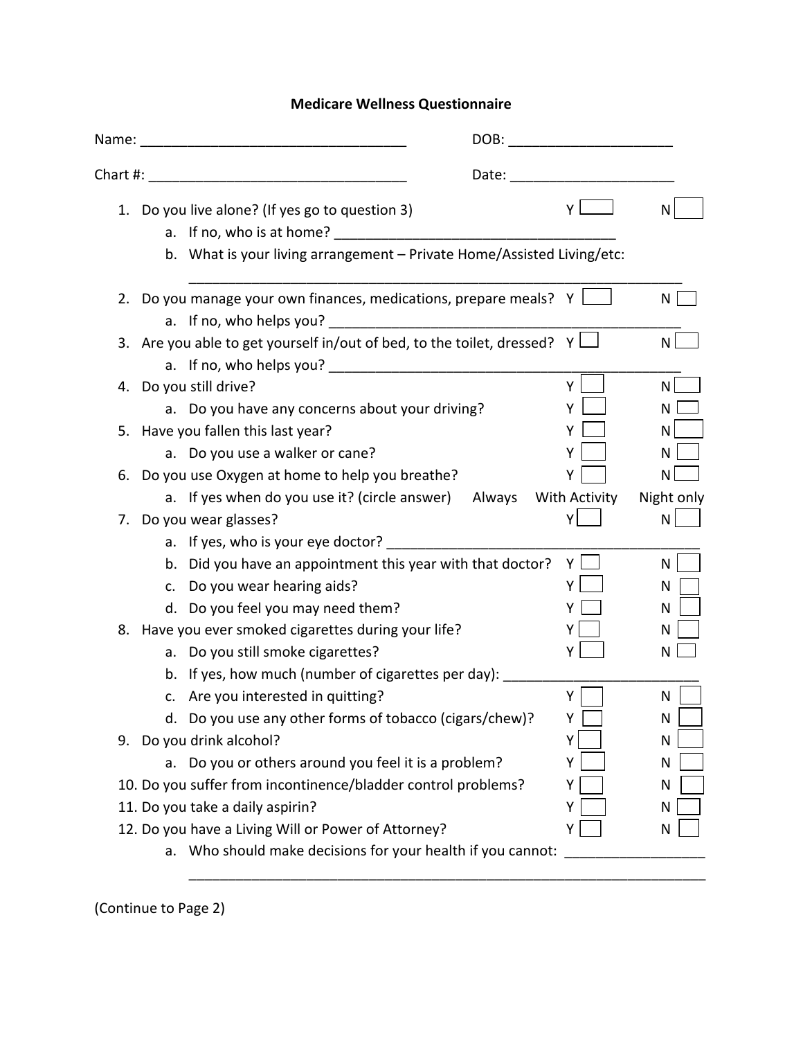# Medicare Wellness Questionnaire

Name: ______________________________ DOB: ____________________

Chart #: ______________________________ Date: ____________________

1. Do you live alone? (If yes go to question 3) Y ☐ N ☐
   a. If no, who is at home? ______________________________
   b. What is your living arrangement – Private Home/Assisted Living/etc:
   ______________________________________________________________
2. Do you manage your own finances, medications, prepare meals? Y ☐ N ☐
   a. If no, who helps you? ______________________________
3. Are you able to get yourself in/out of bed, to the toilet, dressed? Y ☐ N ☐
   a. If no, who helps you? ______________________________
4. Do you still drive? Y ☐ N ☐
   a. Do you have any concerns about your driving? Y ☐ N ☐
5. Have you fallen this last year? Y ☐ N ☐
   a. Do you use a walker or cane? Y ☐ N ☐
6. Do you use Oxygen at home to help you breathe? Y ☐ N ☐
   a. If yes when do you use it? (circle answer) Always With Activity Night only
7. Do you wear glasses? Y ☐ N ☐
   a. If yes, who is your eye doctor? ______________________________
   b. Did you have an appointment this year with that doctor? Y ☐ N ☐
   c. Do you wear hearing aids? Y ☐ N ☐
   d. Do you feel you may need them? Y ☐ N ☐
8. Have you ever smoked cigarettes during your life? Y ☐ N ☐
   a. Do you still smoke cigarettes? Y ☐ N ☐
   b. If yes, how much (number of cigarettes per day): ____________________
   c. Are you interested in quitting? Y ☐ N ☐
   d. Do you use any other forms of tobacco (cigars/chew)? Y ☐ N ☐
9. Do you drink alcohol? Y ☐ N ☐
   a. Do you or others around you feel it is a problem? Y ☐ N ☐
10. Do you suffer from incontinence/bladder control problems? Y ☐ N ☐
11. Do you take a daily aspirin? Y ☐ N ☐
12. Do you have a Living Will or Power of Attorney? Y ☐ N ☐
    a. Who should make decisions for your health if you cannot: ____________________
    ______________________________________________________________

(Continue to Page 2)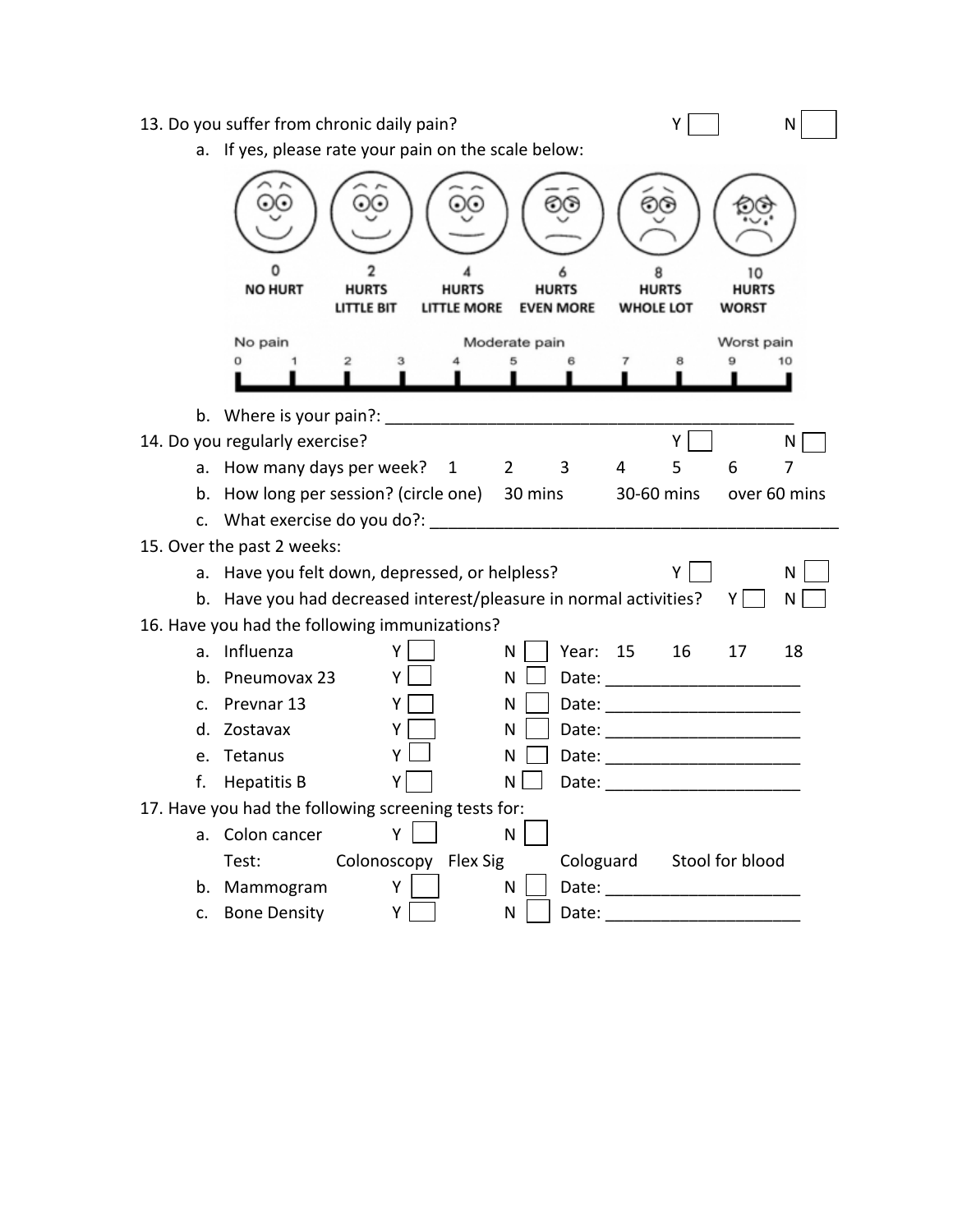13. Do you suffer from chronic daily pain? Y ☐ N ☐

   a. If yes, please rate your pain on the scale below:

0 NO HURT

2 HURTS LITTLE BIT

4 HURTS LITTLE MORE

6 HURTS EVEN MORE

8 HURTS WHOLE LOT

10 HURTS WORST

No pain  Moderate pain  Worst pain

0 1 2 3 4 5 6 7 8 9 10

   b. Where is your pain?: ____________________________________________

14. Do you regularly exercise? Y ☐ N ☐

   a. How many days per week? 1 2 3 4 5 6 7

   b. How long per session? (circle one) 30 mins 30-60 mins over 60 mins

   c. What exercise do you do?: ____________________________________________

15. Over the past 2 weeks:

   a. Have you felt down, depressed, or helpless? Y ☐ N ☐

   b. Have you had decreased interest/pleasure in normal activities? Y ☐ N ☐

16. Have you had the following immunizations?

   a. Influenza Y ☐ N ☐ Year: 15 16 17 18

   b. Pneumovax 23 Y ☐ N ☐ Date: ____________________

   c. Prevnar 13 Y ☐ N ☐ Date: ____________________

   d. Zostavax Y ☐ N ☐ Date: ____________________

   e. Tetanus Y ☐ N ☐ Date: ____________________

   f. Hepatitis B Y ☐ N ☐ Date: ____________________

17. Have you had the following screening tests for:

   a. Colon cancer Y ☐ N ☐

      Test: Colonoscopy Flex Sig Cologuard Stool for blood

   b. Mammogram Y ☐ N ☐ Date: ____________________

   c. Bone Density Y ☐ N ☐ Date: ____________________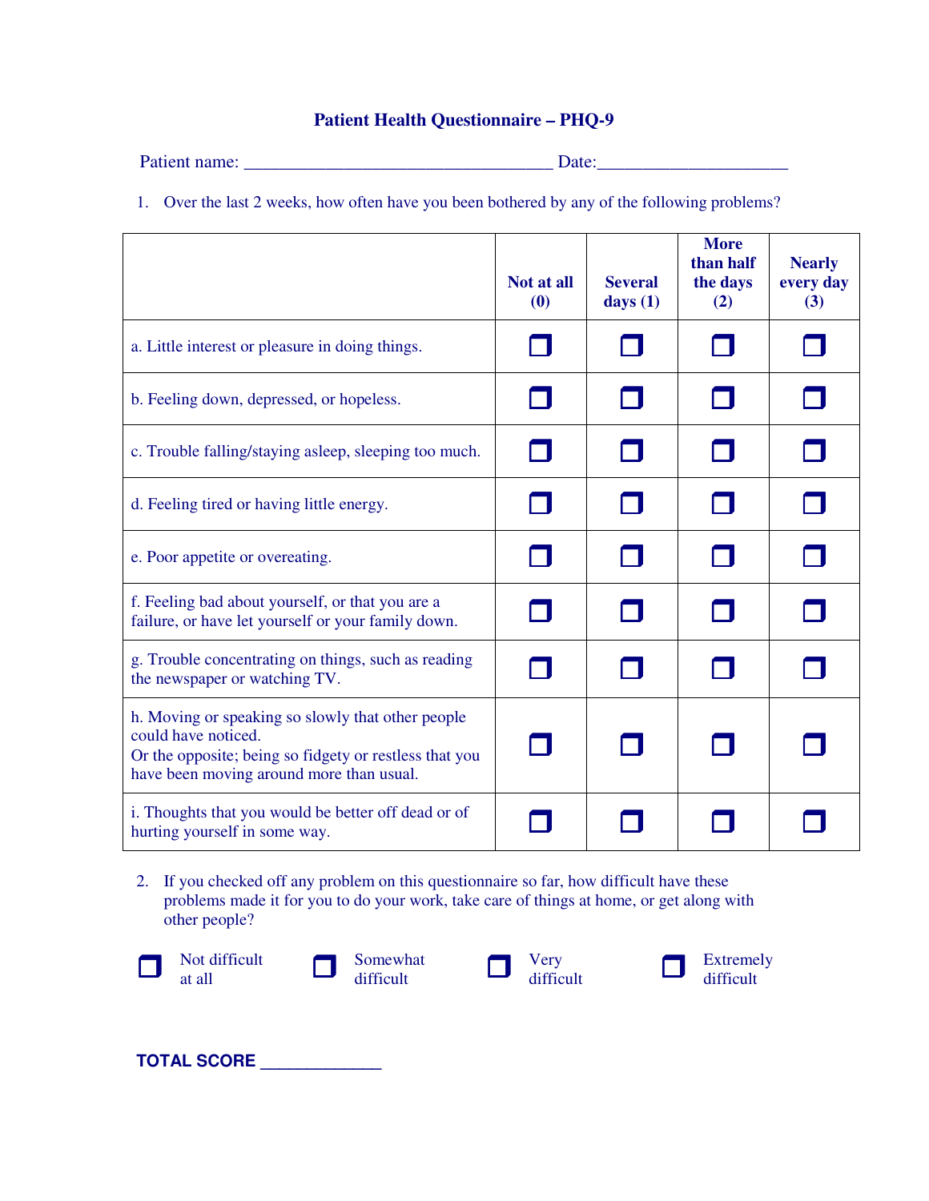# Patient Health Questionnaire – PHQ-9

Patient name: ___________________________________ Date:_____________________

1. Over the last 2 weeks, how often have you been bothered by any of the following problems?

| | **Not at all (0)** | **Several days (1)** | **More than half the days (2)** | **Nearly every day (3)** |
|---|---|---|---|---|
| a. Little interest or pleasure in doing things. | ☐ | ☐ | ☐ | ☐ |
| b. Feeling down, depressed, or hopeless. | ☐ | ☐ | ☐ | ☐ |
| c. Trouble falling/staying asleep, sleeping too much. | ☐ | ☐ | ☐ | ☐ |
| d. Feeling tired or having little energy. | ☐ | ☐ | ☐ | ☐ |
| e. Poor appetite or overeating. | ☐ | ☐ | ☐ | ☐ |
| f. Feeling bad about yourself, or that you are a failure, or have let yourself or your family down. | ☐ | ☐ | ☐ | ☐ |
| g. Trouble concentrating on things, such as reading the newspaper or watching TV. | ☐ | ☐ | ☐ | ☐ |
| h. Moving or speaking so slowly that other people could have noticed. Or the opposite; being so fidgety or restless that you have been moving around more than usual. | ☐ | ☐ | ☐ | ☐ |
| i. Thoughts that you would be better off dead or of hurting yourself in some way. | ☐ | ☐ | ☐ | ☐ |

2. If you checked off any problem on this questionnaire so far, how difficult have these problems made it for you to do your work, take care of things at home, or get along with other people?

☐ Not difficult at all ☐ Somewhat difficult ☐ Very difficult ☐ Extremely difficult

**TOTAL SCORE** _____________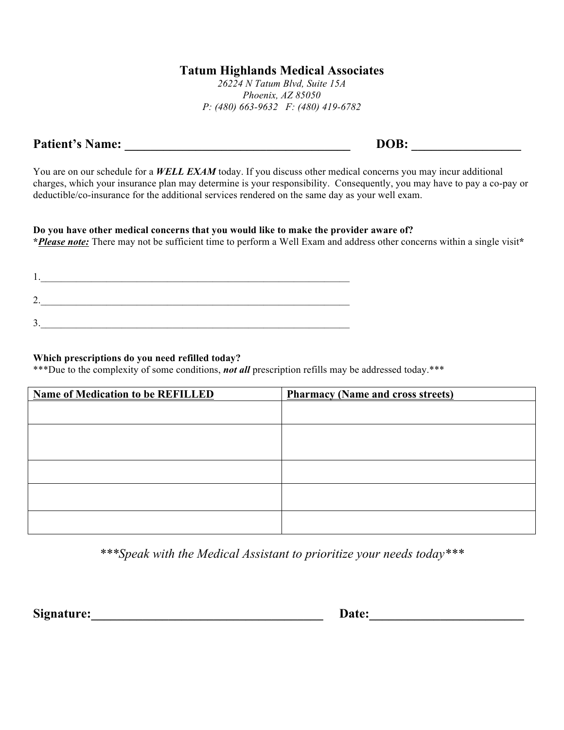## Tatum Highlands Medical Associates

*26224 N Tatum Blvd, Suite 15A*
*Phoenix, AZ 85050*
*P: (480) 663-9632   F: (480) 419-6782*

**Patient's Name: ____________________________________      DOB: _________________**

You are on our schedule for a ***WELL EXAM*** today. If you discuss other medical concerns you may incur additional charges, which your insurance plan may determine is your responsibility. Consequently, you may have to pay a co-pay or deductible/co-insurance for the additional services rendered on the same day as your well exam.

**Do you have other medical concerns that you would like to make the provider aware of?**
**\****<u>***Please note:***</u> There may not be sufficient time to perform a Well Exam and address other concerns within a single visit**\***

1.______________________________________________________________

2.______________________________________________________________

3.______________________________________________________________

**Which prescriptions do you need refilled today?**
\*\*\*Due to the complexity of some conditions, ***not all*** prescription refills may be addressed today.\*\*\*

| <u>**Name of Medication to be REFILLED**</u> | <u>**Pharmacy (Name and cross streets)**</u> |
|---|---|
| | |
| | |
| | |
| | |
| | |

*\*\*\*Speak with the Medical Assistant to prioritize your needs today\*\*\**

**Signature:_____________________________________      Date:________________________**